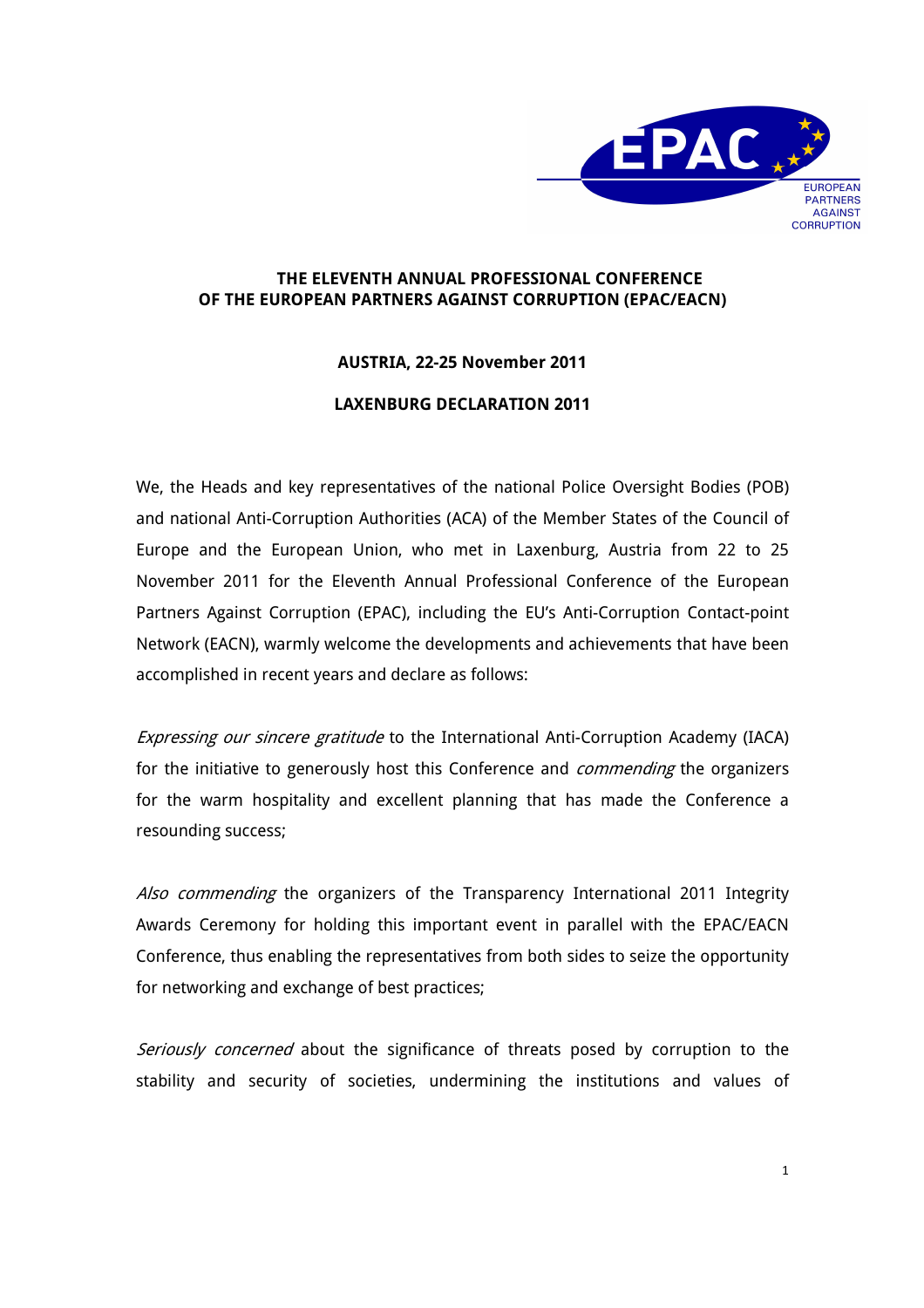**THE ELEVENTH ANNUAL PROFESSIONAL CONFERENCE OF THE EUROPEAN PARTNERS AGAINST CORRUPTION (EPAC/EACN)**

**AUSTRIA, 22-25 November 2011**

**LAXENBURG DECLARATION 2011**

We, the Heads and key representatives of the national Police Oversight Bodies (POB) and national Anti-Corruption Authorities (ACA) of the Member States of the Council of Europe and the European Union, who met in Laxenburg, Austria from 22 to 25 November 2011 for the Eleventh Annual Professional Conference of the European Partners Against Corruption (EPAC), including the EU's Anti-Corruption Contact-point Network (EACN), warmly welcome the developments and achievements that have been accomplished in recent years and declare as follows:

*Expressing our sincere gratitude* to the International Anti-Corruption Academy (IACA) for the initiative to generously host this Conference and *commending* the organizers for the warm hospitality and excellent planning that has made the Conference a resounding success;

*Also commending* the organizers of the Transparency International 2011 Integrity Awards Ceremony for holding this important event in parallel with the EPAC/EACN Conference, thus enabling the representatives from both sides to seize the opportunity for networking and exchange of best practices;

*Seriously concerned* about the significance of threats posed by corruption to the stability and security of societies, undermining the institutions and values of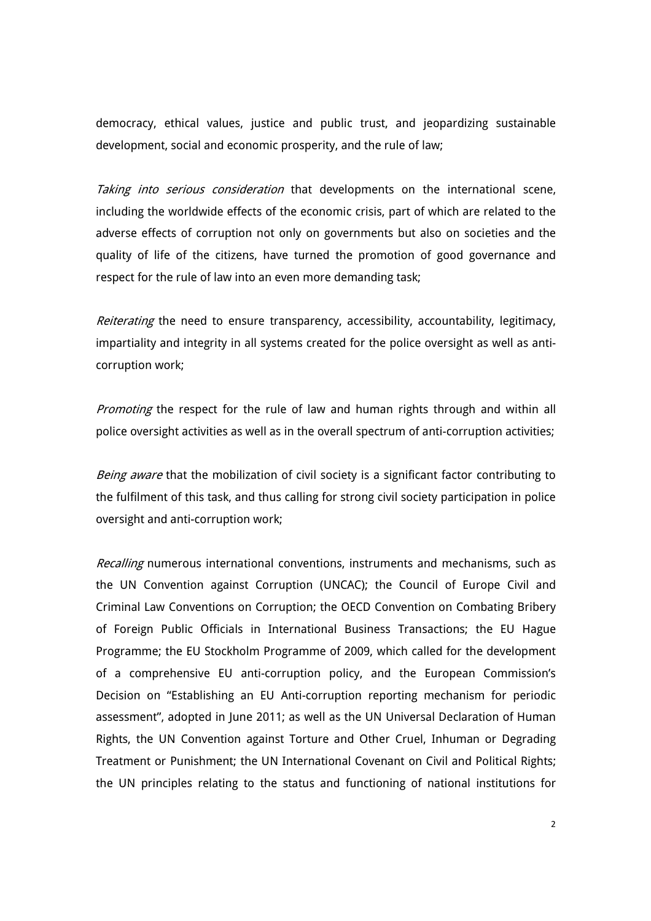democracy, ethical values, justice and public trust, and jeopardizing sustainable development, social and economic prosperity, and the rule of law;

*Taking into serious consideration* that developments on the international scene, including the worldwide effects of the economic crisis, part of which are related to the adverse effects of corruption not only on governments but also on societies and the quality of life of the citizens, have turned the promotion of good governance and respect for the rule of law into an even more demanding task;

*Reiterating* the need to ensure transparency, accessibility, accountability, legitimacy, impartiality and integrity in all systems created for the police oversight as well as anti-corruption work;

*Promoting* the respect for the rule of law and human rights through and within all police oversight activities as well as in the overall spectrum of anti-corruption activities;

*Being aware* that the mobilization of civil society is a significant factor contributing to the fulfilment of this task, and thus calling for strong civil society participation in police oversight and anti-corruption work;

*Recalling* numerous international conventions, instruments and mechanisms, such as the UN Convention against Corruption (UNCAC); the Council of Europe Civil and Criminal Law Conventions on Corruption; the OECD Convention on Combating Bribery of Foreign Public Officials in International Business Transactions; the EU Hague Programme; the EU Stockholm Programme of 2009, which called for the development of a comprehensive EU anti-corruption policy, and the European Commission's Decision on "Establishing an EU Anti-corruption reporting mechanism for periodic assessment", adopted in June 2011; as well as the UN Universal Declaration of Human Rights, the UN Convention against Torture and Other Cruel, Inhuman or Degrading Treatment or Punishment; the UN International Covenant on Civil and Political Rights; the UN principles relating to the status and functioning of national institutions for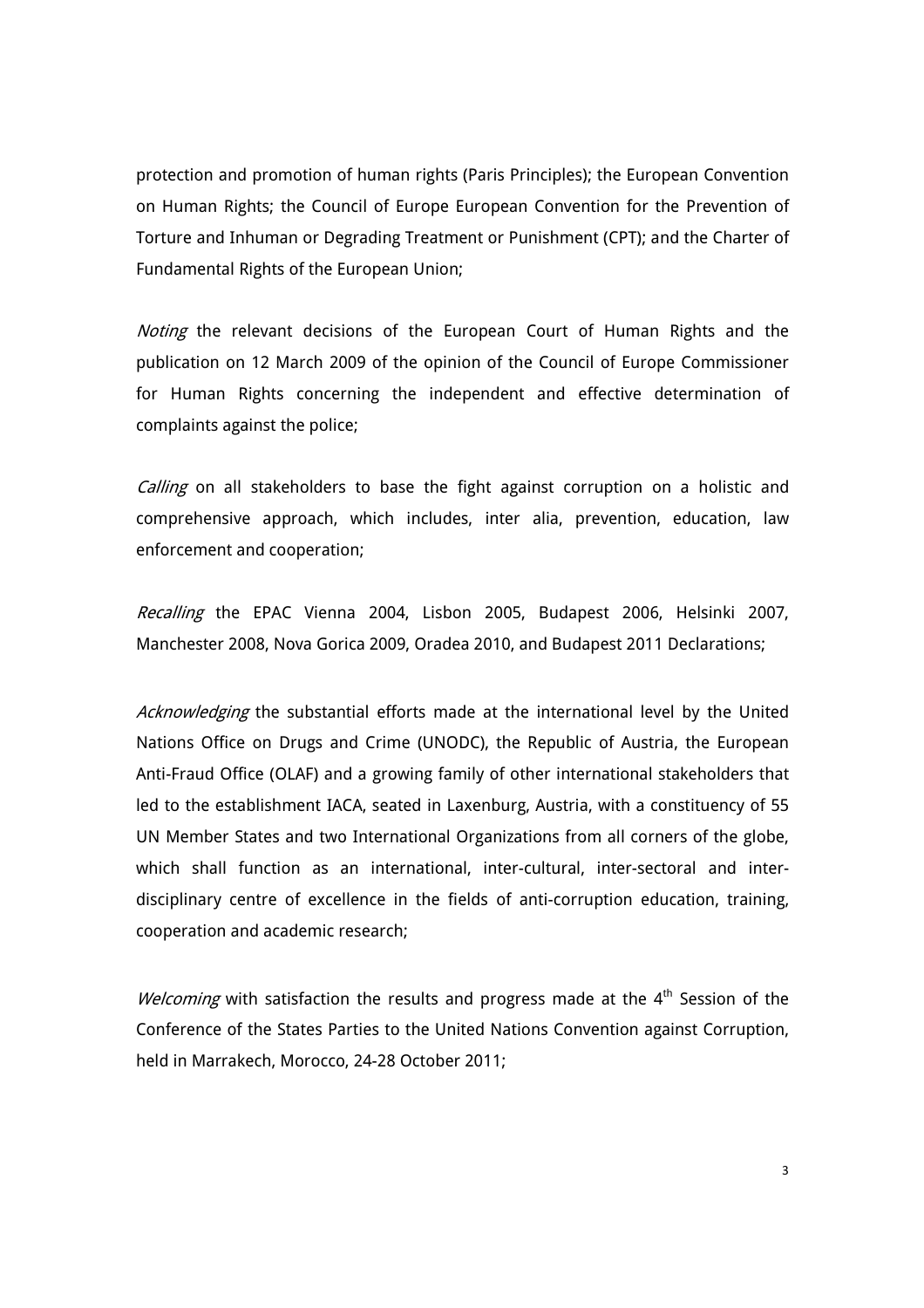protection and promotion of human rights (Paris Principles); the European Convention on Human Rights; the Council of Europe European Convention for the Prevention of Torture and Inhuman or Degrading Treatment or Punishment (CPT); and the Charter of Fundamental Rights of the European Union;

*Noting* the relevant decisions of the European Court of Human Rights and the publication on 12 March 2009 of the opinion of the Council of Europe Commissioner for Human Rights concerning the independent and effective determination of complaints against the police;

*Calling* on all stakeholders to base the fight against corruption on a holistic and comprehensive approach, which includes, inter alia, prevention, education, law enforcement and cooperation;

*Recalling* the EPAC Vienna 2004, Lisbon 2005, Budapest 2006, Helsinki 2007, Manchester 2008, Nova Gorica 2009, Oradea 2010, and Budapest 2011 Declarations;

*Acknowledging* the substantial efforts made at the international level by the United Nations Office on Drugs and Crime (UNODC), the Republic of Austria, the European Anti-Fraud Office (OLAF) and a growing family of other international stakeholders that led to the establishment IACA, seated in Laxenburg, Austria, with a constituency of 55 UN Member States and two International Organizations from all corners of the globe, which shall function as an international, inter-cultural, inter-sectoral and inter-disciplinary centre of excellence in the fields of anti-corruption education, training, cooperation and academic research;

*Welcoming* with satisfaction the results and progress made at the 4th Session of the Conference of the States Parties to the United Nations Convention against Corruption, held in Marrakech, Morocco, 24-28 October 2011;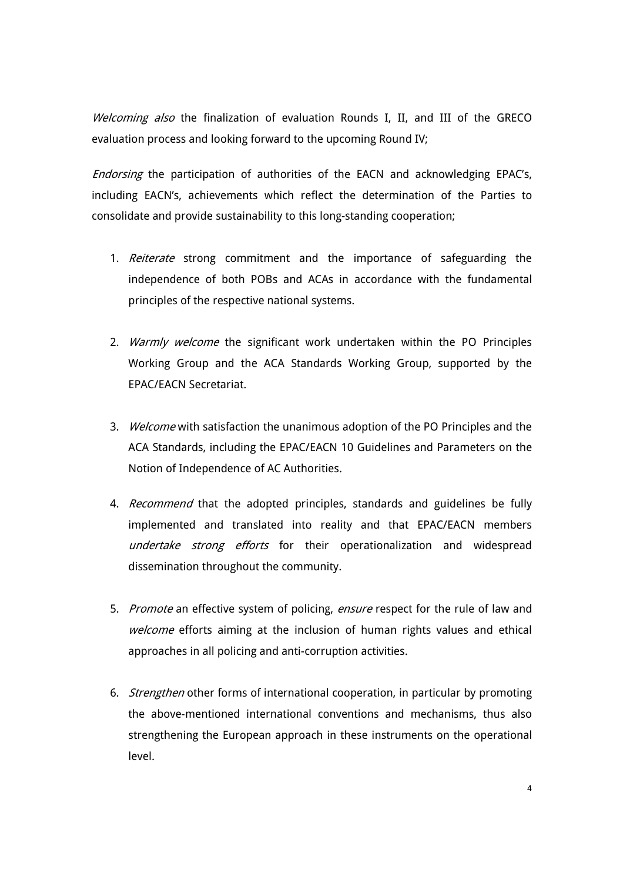*Welcoming also* the finalization of evaluation Rounds I, II, and III of the GRECO evaluation process and looking forward to the upcoming Round IV;

*Endorsing* the participation of authorities of the EACN and acknowledging EPAC's, including EACN's, achievements which reflect the determination of the Parties to consolidate and provide sustainability to this long-standing cooperation;

1. *Reiterate* strong commitment and the importance of safeguarding the independence of both POBs and ACAs in accordance with the fundamental principles of the respective national systems.

2. *Warmly welcome* the significant work undertaken within the PO Principles Working Group and the ACA Standards Working Group, supported by the EPAC/EACN Secretariat.

3. *Welcome* with satisfaction the unanimous adoption of the PO Principles and the ACA Standards, including the EPAC/EACN 10 Guidelines and Parameters on the Notion of Independence of AC Authorities.

4. *Recommend* that the adopted principles, standards and guidelines be fully implemented and translated into reality and that EPAC/EACN members *undertake strong efforts* for their operationalization and widespread dissemination throughout the community.

5. *Promote* an effective system of policing, *ensure* respect for the rule of law and *welcome* efforts aiming at the inclusion of human rights values and ethical approaches in all policing and anti-corruption activities.

6. *Strengthen* other forms of international cooperation, in particular by promoting the above-mentioned international conventions and mechanisms, thus also strengthening the European approach in these instruments on the operational level.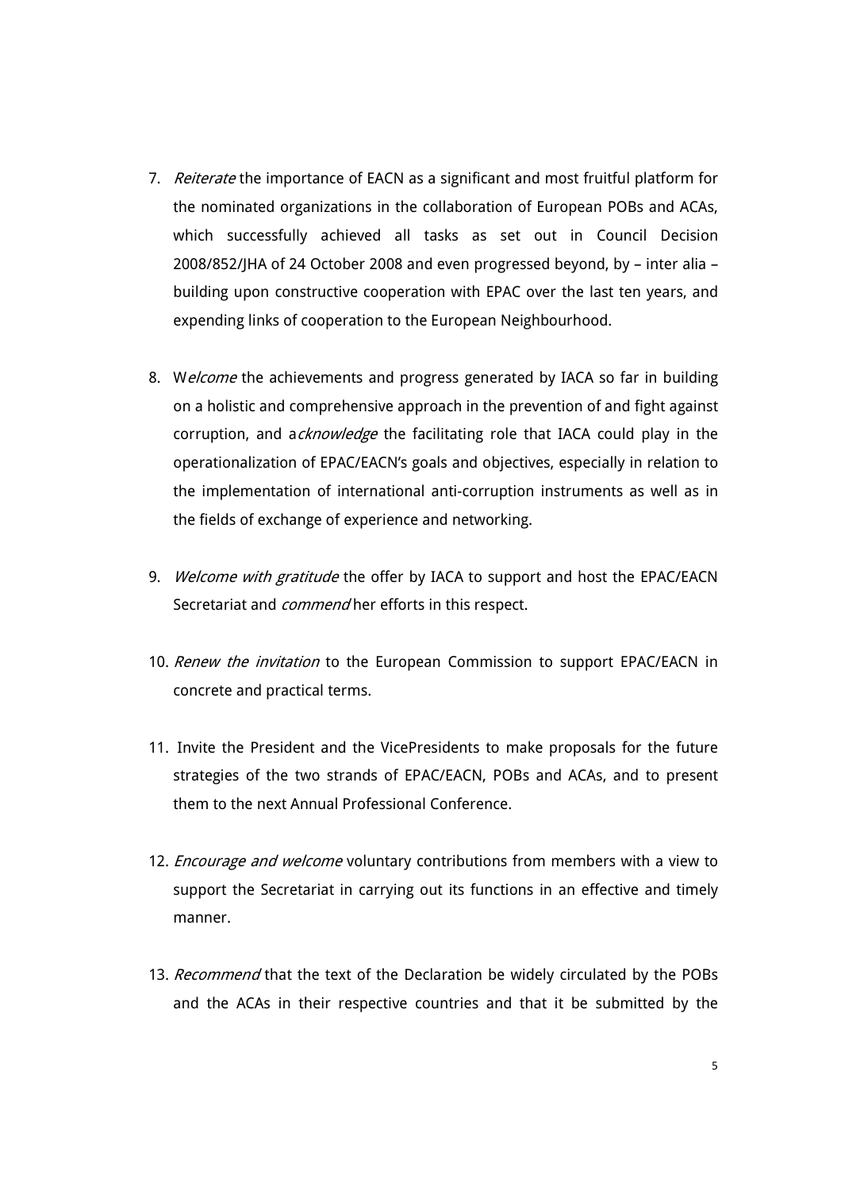7. *Reiterate* the importance of EACN as a significant and most fruitful platform for the nominated organizations in the collaboration of European POBs and ACAs, which successfully achieved all tasks as set out in Council Decision 2008/852/JHA of 24 October 2008 and even progressed beyond, by – inter alia – building upon constructive cooperation with EPAC over the last ten years, and expending links of cooperation to the European Neighbourhood.

8. W*elcome* the achievements and progress generated by IACA so far in building on a holistic and comprehensive approach in the prevention of and fight against corruption, and a*cknowledge* the facilitating role that IACA could play in the operationalization of EPAC/EACN's goals and objectives, especially in relation to the implementation of international anti-corruption instruments as well as in the fields of exchange of experience and networking.

9. *Welcome with gratitude* the offer by IACA to support and host the EPAC/EACN Secretariat and *commend* her efforts in this respect.

10. *Renew the invitation* to the European Commission to support EPAC/EACN in concrete and practical terms.

11. Invite the President and the VicePresidents to make proposals for the future strategies of the two strands of EPAC/EACN, POBs and ACAs, and to present them to the next Annual Professional Conference.

12. *Encourage and welcome* voluntary contributions from members with a view to support the Secretariat in carrying out its functions in an effective and timely manner.

13. *Recommend* that the text of the Declaration be widely circulated by the POBs and the ACAs in their respective countries and that it be submitted by the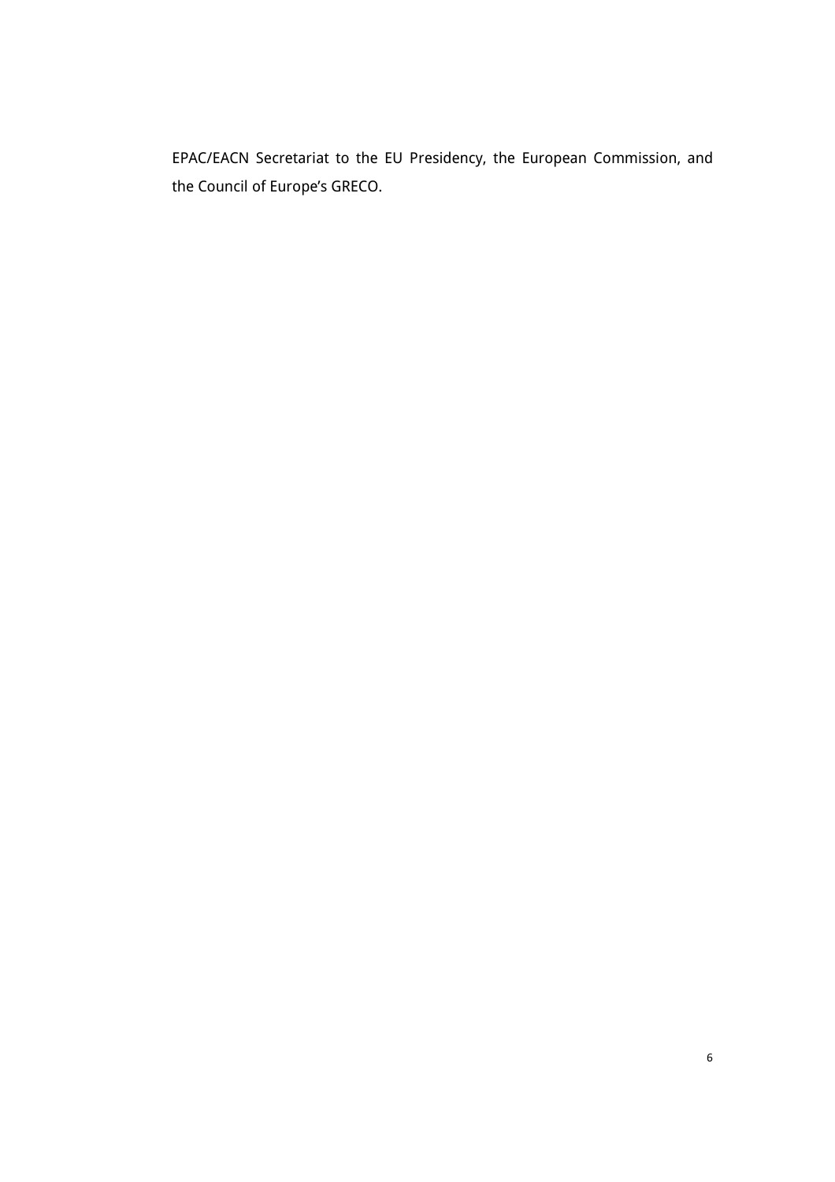EPAC/EACN Secretariat to the EU Presidency, the European Commission, and the Council of Europe's GRECO.